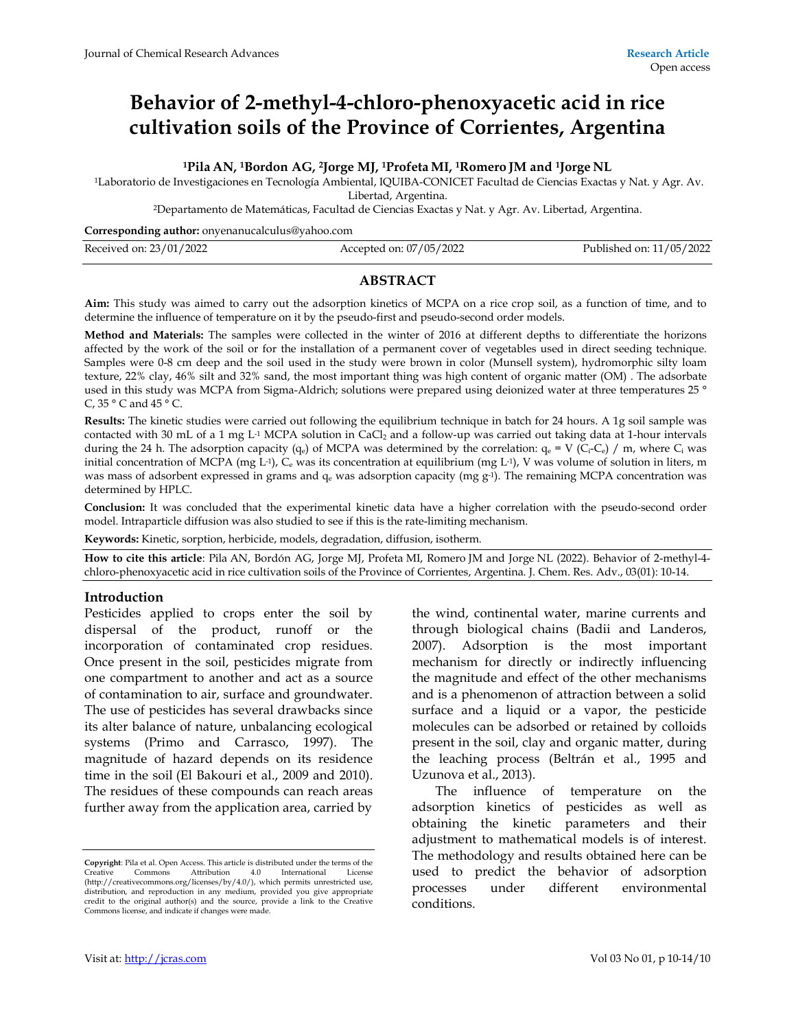Research Article
Open access

# Behavior of 2-methyl-4-chloro-phenoxyacetic acid in rice cultivation soils of the Province of Corrientes, Argentina

**[1]Pila AN, [1]Bordon AG, [2]Jorge MJ, [1]Profeta MI, [1]Romero JM and [1]Jorge NL**

[1]Laboratorio de Investigaciones en Tecnología Ambiental, IQUIBA-CONICET Facultad de Ciencias Exactas y Nat. y Agr. Av. Libertad, Argentina.

[2]Departamento de Matemáticas, Facultad de Ciencias Exactas y Nat. y Agr. Av. Libertad, Argentina.

**Corresponding author:** onyenanucalculus@yahoo.com

Received on: 23/01/2022 | Accepted on: 07/05/2022 | Published on: 11/05/2022

## ABSTRACT

**Aim:** This study was aimed to carry out the adsorption kinetics of MCPA on a rice crop soil, as a function of time, and to determine the influence of temperature on it by the pseudo-first and pseudo-second order models.

**Method and Materials:** The samples were collected in the winter of 2016 at different depths to differentiate the horizons affected by the work of the soil or for the installation of a permanent cover of vegetables used in direct seeding technique. Samples were 0-8 cm deep and the soil used in the study were brown in color (Munsell system), hydromorphic silty loam texture, 22% clay, 46% silt and 32% sand, the most important thing was high content of organic matter (OM) . The adsorbate used in this study was MCPA from Sigma-Aldrich; solutions were prepared using deionized water at three temperatures 25 ° C, 35 ° C and 45 ° C.

**Results:** The kinetic studies were carried out following the equilibrium technique in batch for 24 hours. A 1g soil sample was contacted with 30 mL of a 1 mg $L^{-1}$ MCPA solution in $CaCl_2$ and a follow-up was carried out taking data at 1-hour intervals during the 24 h. The adsorption capacity ($q_e$) of MCPA was determined by the correlation: $q_e = V (C_i - C_e) / m$, where $C_i$ was initial concentration of MCPA (mg $L^{-1}$), $C_e$ was its concentration at equilibrium (mg $L^{-1}$), V was volume of solution in liters, m was mass of adsorbent expressed in grams and $q_e$ was adsorption capacity (mg $g^{-1}$). The remaining MCPA concentration was determined by HPLC.

**Conclusion:** It was concluded that the experimental kinetic data have a higher correlation with the pseudo-second order model. Intraparticle diffusion was also studied to see if this is the rate-limiting mechanism.

**Keywords:** Kinetic, sorption, herbicide, models, degradation, diffusion, isotherm.

**How to cite this article**: Pila AN, Bordón AG, Jorge MJ, Profeta MI, Romero JM and Jorge NL (2022). Behavior of 2-methyl-4-chloro-phenoxyacetic acid in rice cultivation soils of the Province of Corrientes, Argentina. J. Chem. Res. Adv., 03(01): 10-14.

## Introduction

Pesticides applied to crops enter the soil by dispersal of the product, runoff or the incorporation of contaminated crop residues. Once present in the soil, pesticides migrate from one compartment to another and act as a source of contamination to air, surface and groundwater. The use of pesticides has several drawbacks since its alter balance of nature, unbalancing ecological systems (Primo and Carrasco, 1997). The magnitude of hazard depends on its residence time in the soil (El Bakouri et al., 2009 and 2010). The residues of these compounds can reach areas further away from the application area, carried by the wind, continental water, marine currents and through biological chains (Badii and Landeros, 2007). Adsorption is the most important mechanism for directly or indirectly influencing the magnitude and effect of the other mechanisms and is a phenomenon of attraction between a solid surface and a liquid or a vapor, the pesticide molecules can be adsorbed or retained by colloids present in the soil, clay and organic matter, during the leaching process (Beltrán et al., 1995 and Uzunova et al., 2013).

The influence of temperature on the adsorption kinetics of pesticides as well as obtaining the kinetic parameters and their adjustment to mathematical models is of interest. The methodology and results obtained here can be used to predict the behavior of adsorption processes under different environmental conditions.

**Copyright**: Pila et al. Open Access. This article is distributed under the terms of the Creative Commons Attribution 4.0 International License (http://creativecommons.org/licenses/by/4.0/), which permits unrestricted use, distribution, and reproduction in any medium, provided you give appropriate credit to the original author(s) and the source, provide a link to the Creative Commons license, and indicate if changes were made.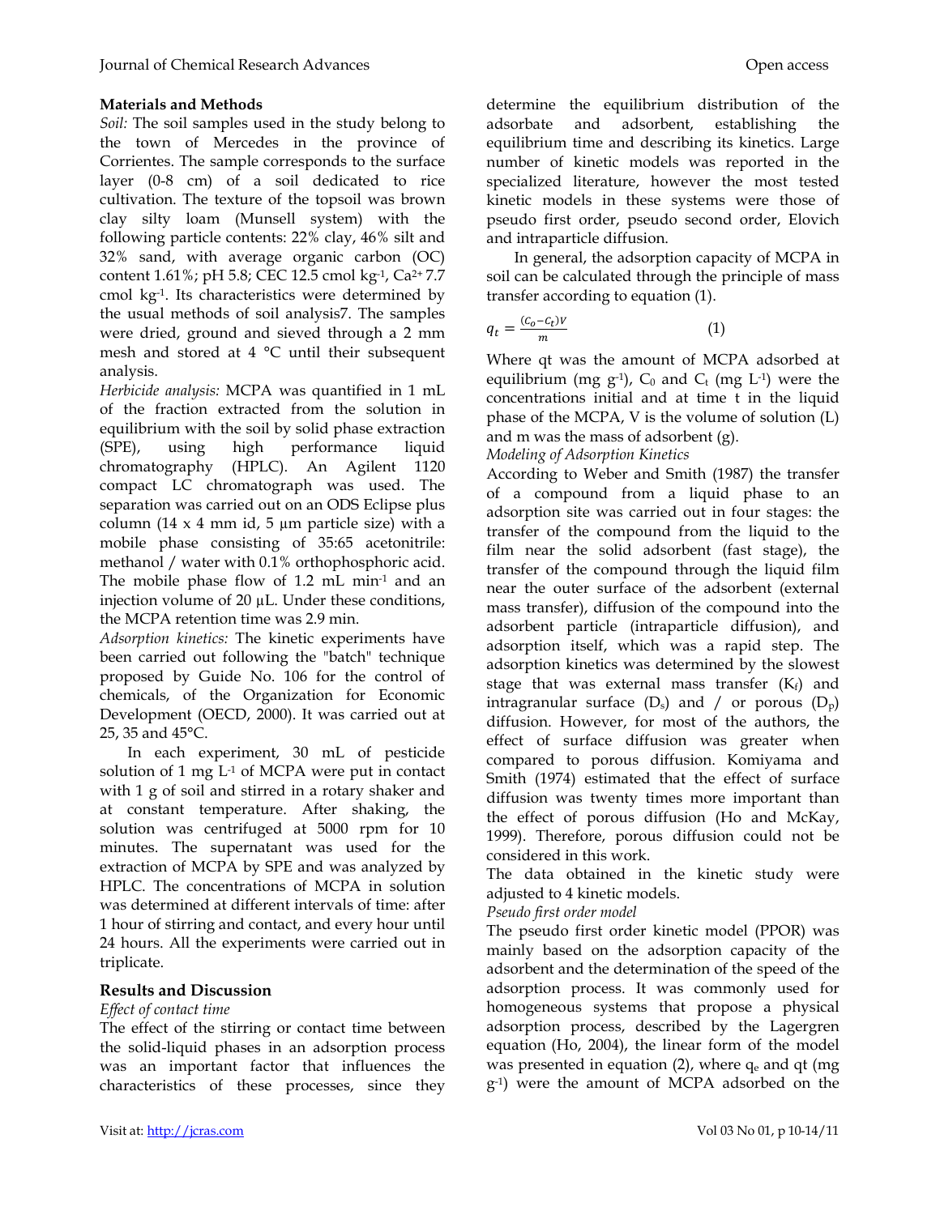## Materials and Methods

*Soil:* The soil samples used in the study belong to the town of Mercedes in the province of Corrientes. The sample corresponds to the surface layer (0-8 cm) of a soil dedicated to rice cultivation. The texture of the topsoil was brown clay silty loam (Munsell system) with the following particle contents: 22% clay, 46% silt and 32% sand, with average organic carbon (OC) content 1.61%; pH 5.8; CEC 12.5 cmol kg$^{-1}$, $Ca^{2+}$ 7.7 cmol kg$^{-1}$. Its characteristics were determined by the usual methods of soil analysis7. The samples were dried, ground and sieved through a 2 mm mesh and stored at 4 °C until their subsequent analysis.

*Herbicide analysis:* MCPA was quantified in 1 mL of the fraction extracted from the solution in equilibrium with the soil by solid phase extraction (SPE), using high performance liquid chromatography (HPLC). An Agilent 1120 compact LC chromatograph was used. The separation was carried out on an ODS Eclipse plus column (14 x 4 mm id, 5 µm particle size) with a mobile phase consisting of 35:65 acetonitrile: methanol / water with 0.1% orthophosphoric acid. The mobile phase flow of 1.2 mL min$^{-1}$ and an injection volume of 20 µL. Under these conditions, the MCPA retention time was 2.9 min.

*Adsorption kinetics:* The kinetic experiments have been carried out following the "batch" technique proposed by Guide No. 106 for the control of chemicals, of the Organization for Economic Development (OECD, 2000). It was carried out at 25, 35 and 45°C.

In each experiment, 30 mL of pesticide solution of 1 mg L$^{-1}$ of MCPA were put in contact with 1 g of soil and stirred in a rotary shaker and at constant temperature. After shaking, the solution was centrifuged at 5000 rpm for 10 minutes. The supernatant was used for the extraction of MCPA by SPE and was analyzed by HPLC. The concentrations of MCPA in solution was determined at different intervals of time: after 1 hour of stirring and contact, and every hour until 24 hours. All the experiments were carried out in triplicate.

## Results and Discussion

*Effect of contact time*

The effect of the stirring or contact time between the solid-liquid phases in an adsorption process was an important factor that influences the characteristics of these processes, since they determine the equilibrium distribution of the adsorbate and adsorbent, establishing the equilibrium time and describing its kinetics. Large number of kinetic models was reported in the specialized literature, however the most tested kinetic models in these systems were those of pseudo first order, pseudo second order, Elovich and intraparticle diffusion.

In general, the adsorption capacity of MCPA in soil can be calculated through the principle of mass transfer according to equation (1).

$$q_t = \frac{(C_o - C_t)V}{m} \qquad (1)$$

Where qt was the amount of MCPA adsorbed at equilibrium (mg g$^{-1}$), $C_0$ and $C_t$ (mg L$^{-1}$) were the concentrations initial and at time t in the liquid phase of the MCPA, V is the volume of solution (L) and m was the mass of adsorbent (g).

*Modeling of Adsorption Kinetics*

According to Weber and Smith (1987) the transfer of a compound from a liquid phase to an adsorption site was carried out in four stages: the transfer of the compound from the liquid to the film near the solid adsorbent (fast stage), the transfer of the compound through the liquid film near the outer surface of the adsorbent (external mass transfer), diffusion of the compound into the adsorbent particle (intraparticle diffusion), and adsorption itself, which was a rapid step. The adsorption kinetics was determined by the slowest stage that was external mass transfer ($K_f$) and intragranular surface ($D_s$) and / or porous ($D_p$) diffusion. However, for most of the authors, the effect of surface diffusion was greater when compared to porous diffusion. Komiyama and Smith (1974) estimated that the effect of surface diffusion was twenty times more important than the effect of porous diffusion (Ho and McKay, 1999). Therefore, porous diffusion could not be considered in this work.

The data obtained in the kinetic study were adjusted to 4 kinetic models.

*Pseudo first order model*

The pseudo first order kinetic model (PPOR) was mainly based on the adsorption capacity of the adsorbent and the determination of the speed of the adsorption process. It was commonly used for homogeneous systems that propose a physical adsorption process, described by the Lagergren equation (Ho, 2004), the linear form of the model was presented in equation (2), where $q_e$ and qt (mg g$^{-1}$) were the amount of MCPA adsorbed on the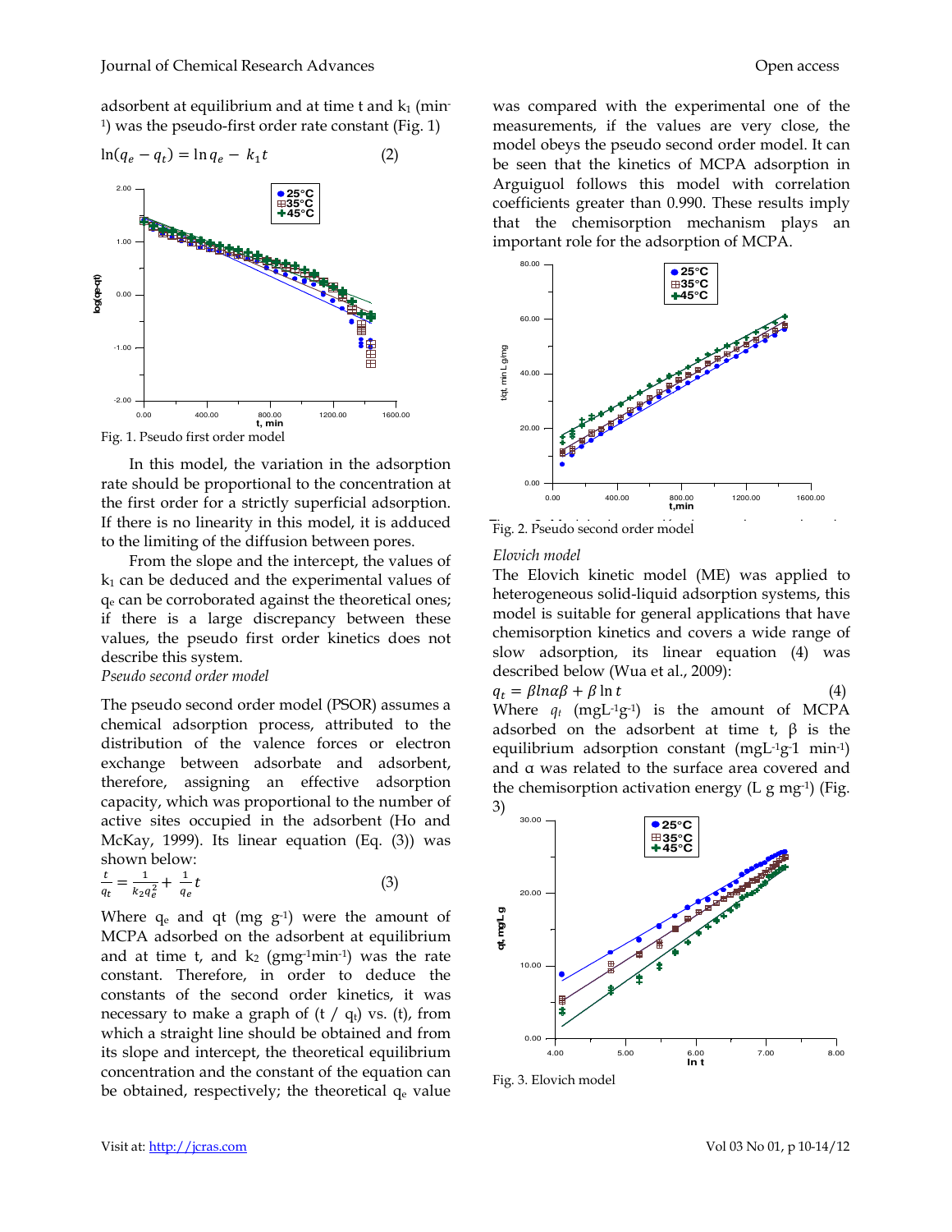adsorbent at equilibrium and at time t and $k_1$ ($min^{-1}$) was the pseudo-first order rate constant (Fig. 1)

$$\ln(q_e - q_t) = \ln q_e - k_1 t \quad (2)$$

Fig. 1. Pseudo first order model

In this model, the variation in the adsorption rate should be proportional to the concentration at the first order for a strictly superficial adsorption. If there is no linearity in this model, it is adduced to the limiting of the diffusion between pores.

From the slope and the intercept, the values of $k_1$ can be deduced and the experimental values of $q_e$ can be corroborated against the theoretical ones; if there is a large discrepancy between these values, the pseudo first order kinetics does not describe this system.

*Pseudo second order model*

The pseudo second order model (PSOR) assumes a chemical adsorption process, attributed to the distribution of the valence forces or electron exchange between adsorbate and adsorbent, therefore, assigning an effective adsorption capacity, which was proportional to the number of active sites occupied in the adsorbent (Ho and McKay, 1999). Its linear equation (Eq. (3)) was shown below:

$$\frac{t}{q_t} = \frac{1}{k_2 q_e^2} + \frac{1}{q_e} t \quad (3)$$

Where $q_e$ and qt (mg $g^{-1}$) were the amount of MCPA adsorbed on the adsorbent at equilibrium and at time t, and $k_2$ ($gmg^{-1}min^{-1}$) was the rate constant. Therefore, in order to deduce the constants of the second order kinetics, it was necessary to make a graph of ($t / q_t$) vs. (t), from which a straight line should be obtained and from its slope and intercept, the theoretical equilibrium concentration and the constant of the equation can be obtained, respectively; the theoretical $q_e$ value was compared with the experimental one of the measurements, if the values are very close, the model obeys the pseudo second order model. It can be seen that the kinetics of MCPA adsorption in Arguiguol follows this model with correlation coefficients greater than 0.990. These results imply that the chemisorption mechanism plays an important role for the adsorption of MCPA.

Fig. 2. Pseudo second order model

*Elovich model*

The Elovich kinetic model (ME) was applied to heterogeneous solid-liquid adsorption systems, this model is suitable for general applications that have chemisorption kinetics and covers a wide range of slow adsorption, its linear equation (4) was described below (Wua et al., 2009):

$$q_t = \beta ln\alpha\beta + \beta \ln t \quad (4)$$

Where $q_t$ ($mgL^{-1}g^{-1}$) is the amount of MCPA adsorbed on the adsorbent at time t, β is the equilibrium adsorption constant ($mgL^{-1}g^{-1}$ $min^{-1}$) and α was related to the surface area covered and the chemisorption activation energy (L g $mg^{-1}$) (Fig. 3)

Fig. 3. Elovich model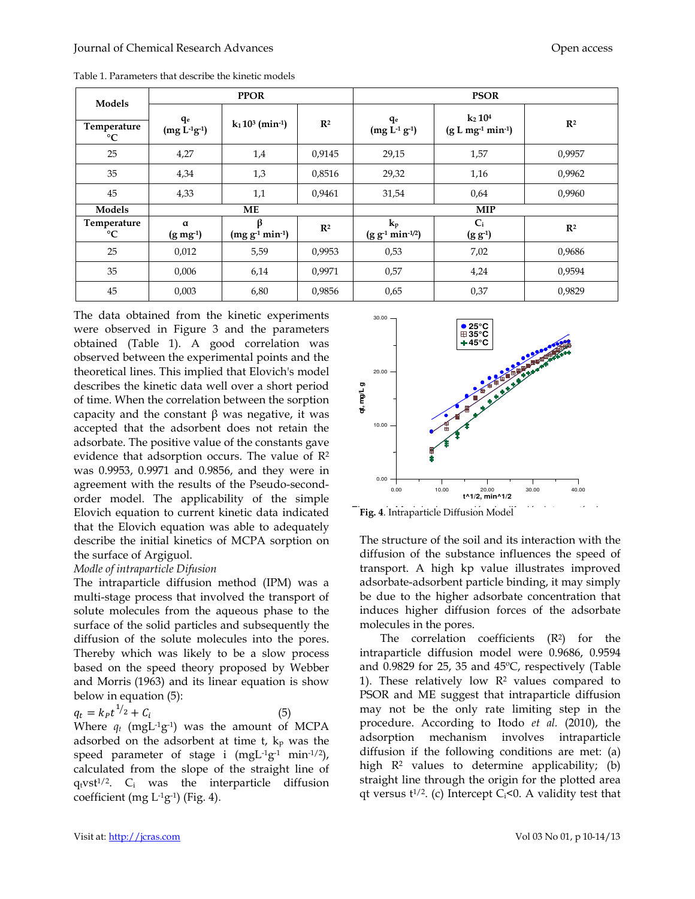Table 1. Parameters that describe the kinetic models

| Models | PPOR | | | PSOR | | |
|---|---|---|---|---|---|---|
| Temperature °C | $q_e$ (mg $L^{-1}g^{-1}$) | $k_1 10^3$ ($min^{-1}$) | $R^2$ | $q_e$ (mg $L^{-1}$ $g^{-1}$) | $k_2 10^4$ (g L $mg^{-1}$ $min^{-1}$) | $R^2$ |
| 25 | 4,27 | 1,4 | 0,9145 | 29,15 | 1,57 | 0,9957 |
| 35 | 4,34 | 1,3 | 0,8516 | 29,32 | 1,16 | 0,9962 |
| 45 | 4,33 | 1,1 | 0,9461 | 31,54 | 0,64 | 0,9960 |
| **Models** | **ME** | | | **MIP** | | |
| Temperature °C | α (g $mg^{-1}$) | β (mg $g^{-1}$ $min^{-1}$) | $R^2$ | $k_p$ (g $g^{-1}$ $min^{-1/2}$) | $C_i$ (g $g^{-1}$) | $R^2$ |
| 25 | 0,012 | 5,59 | 0,9953 | 0,53 | 7,02 | 0,9686 |
| 35 | 0,006 | 6,14 | 0,9971 | 0,57 | 4,24 | 0,9594 |
| 45 | 0,003 | 6,80 | 0,9856 | 0,65 | 0,37 | 0,9829 |

The data obtained from the kinetic experiments were observed in Figure 3 and the parameters obtained (Table 1). A good correlation was observed between the experimental points and the theoretical lines. This implied that Elovich's model describes the kinetic data well over a short period of time. When the correlation between the sorption capacity and the constant β was negative, it was accepted that the adsorbent does not retain the adsorbate. The positive value of the constants gave evidence that adsorption occurs. The value of $R^2$ was 0.9953, 0.9971 and 0.9856, and they were in agreement with the results of the Pseudo-second-order model. The applicability of the simple Elovich equation to current kinetic data indicated that the Elovich equation was able to adequately describe the initial kinetics of MCPA sorption on the surface of Argiguol.

*Modle of intraparticle Difusion*

The intraparticle diffusion method (IPM) was a multi-stage process that involved the transport of solute molecules from the aqueous phase to the surface of the solid particles and subsequently the diffusion of the solute molecules into the pores. Thereby which was likely to be a slow process based on the speed theory proposed by Webber and Morris (1963) and its linear equation is show below in equation (5):

$$q_t = k_P t^{1/2} + C_i \quad (5)$$

Where $q_t$ (mg$L^{-1}g^{-1}$) was the amount of MCPA adsorbed on the adsorbent at time t, $k_p$ was the speed parameter of stage i (mg$L^{-1}g^{-1}$ $min^{-1/2}$), calculated from the slope of the straight line of $q_t$vs$t^{1/2}$. $C_i$ was the interparticle diffusion coefficient (mg $L^{-1}g^{-1}$) (Fig. 4).

**Fig. 4**. Intraparticle Diffusion Model

The structure of the soil and its interaction with the diffusion of the substance influences the speed of transport. A high kp value illustrates improved adsorbate-adsorbent particle binding, it may simply be due to the higher adsorbate concentration that induces higher diffusion forces of the adsorbate molecules in the pores.

The correlation coefficients ($R^2$) for the intraparticle diffusion model were 0.9686, 0.9594 and 0.9829 for 25, 35 and 45ºC, respectively (Table 1). These relatively low $R^2$ values compared to PSOR and ME suggest that intraparticle diffusion may not be the only rate limiting step in the procedure. According to Itodo *et al.* (2010), the adsorption mechanism involves intraparticle diffusion if the following conditions are met: (a) high $R^2$ values to determine applicability; (b) straight line through the origin for the plotted area qt versus $t^{1/2}$. (c) Intercept $C_i$<0. A validity test that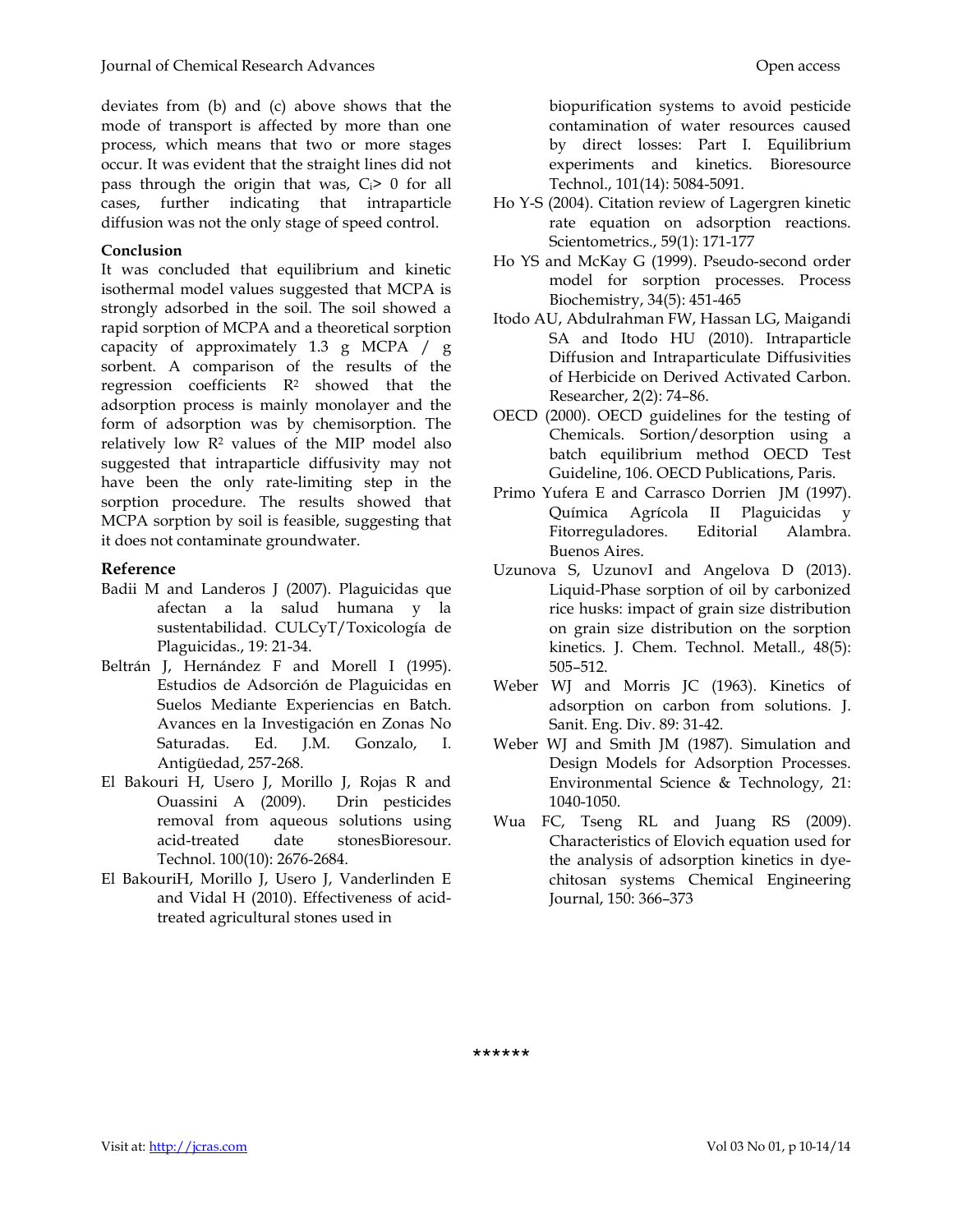deviates from (b) and (c) above shows that the mode of transport is affected by more than one process, which means that two or more stages occur. It was evident that the straight lines did not pass through the origin that was, $C_i > 0$ for all cases, further indicating that intraparticle diffusion was not the only stage of speed control.

## Conclusion

It was concluded that equilibrium and kinetic isothermal model values suggested that MCPA is strongly adsorbed in the soil. The soil showed a rapid sorption of MCPA and a theoretical sorption capacity of approximately 1.3 g MCPA / g sorbent. A comparison of the results of the regression coefficients $R^2$ showed that the adsorption process is mainly monolayer and the form of adsorption was by chemisorption. The relatively low $R^2$ values of the MIP model also suggested that intraparticle diffusivity may not have been the only rate-limiting step in the sorption procedure. The results showed that MCPA sorption by soil is feasible, suggesting that it does not contaminate groundwater.

## Reference

Badii M and Landeros J (2007). Plaguicidas que afectan a la salud humana y la sustentabilidad. CULCyT/Toxicología de Plaguicidas., 19: 21-34.

Beltrán J, Hernández F and Morell I (1995). Estudios de Adsorción de Plaguicidas en Suelos Mediante Experiencias en Batch. Avances en la Investigación en Zonas No Saturadas. Ed. J.M. Gonzalo, I. Antigüedad, 257-268.

El Bakouri H, Usero J, Morillo J, Rojas R and Ouassini A (2009). Drin pesticides removal from aqueous solutions using acid-treated date stonesBioresour. Technol. 100(10): 2676-2684.

El BakouriH, Morillo J, Usero J, Vanderlinden E and Vidal H (2010). Effectiveness of acid-treated agricultural stones used in biopurification systems to avoid pesticide contamination of water resources caused by direct losses: Part I. Equilibrium experiments and kinetics. Bioresource Technol., 101(14): 5084-5091.

Ho Y-S (2004). Citation review of Lagergren kinetic rate equation on adsorption reactions. Scientometrics., 59(1): 171-177

Ho YS and McKay G (1999). Pseudo-second order model for sorption processes. Process Biochemistry, 34(5): 451-465

Itodo AU, Abdulrahman FW, Hassan LG, Maigandi SA and Itodo HU (2010). Intraparticle Diffusion and Intraparticulate Diffusivities of Herbicide on Derived Activated Carbon. Researcher, 2(2): 74–86.

OECD (2000). OECD guidelines for the testing of Chemicals. Sortion/desorption using a batch equilibrium method OECD Test Guideline, 106. OECD Publications, Paris.

Primo Yufera E and Carrasco Dorrien JM (1997). Química Agrícola II Plaguicidas y Fitorreguladores. Editorial Alambra. Buenos Aires.

Uzunova S, UzunovI and Angelova D (2013). Liquid-Phase sorption of oil by carbonized rice husks: impact of grain size distribution on grain size distribution on the sorption kinetics. J. Chem. Technol. Metall., 48(5): 505–512.

Weber WJ and Morris JC (1963). Kinetics of adsorption on carbon from solutions. J. Sanit. Eng. Div. 89: 31-42.

Weber WJ and Smith JM (1987). Simulation and Design Models for Adsorption Processes. Environmental Science & Technology, 21: 1040-1050.

Wua FC, Tseng RL and Juang RS (2009). Characteristics of Elovich equation used for the analysis of adsorption kinetics in dye-chitosan systems Chemical Engineering Journal, 150: 366–373

******